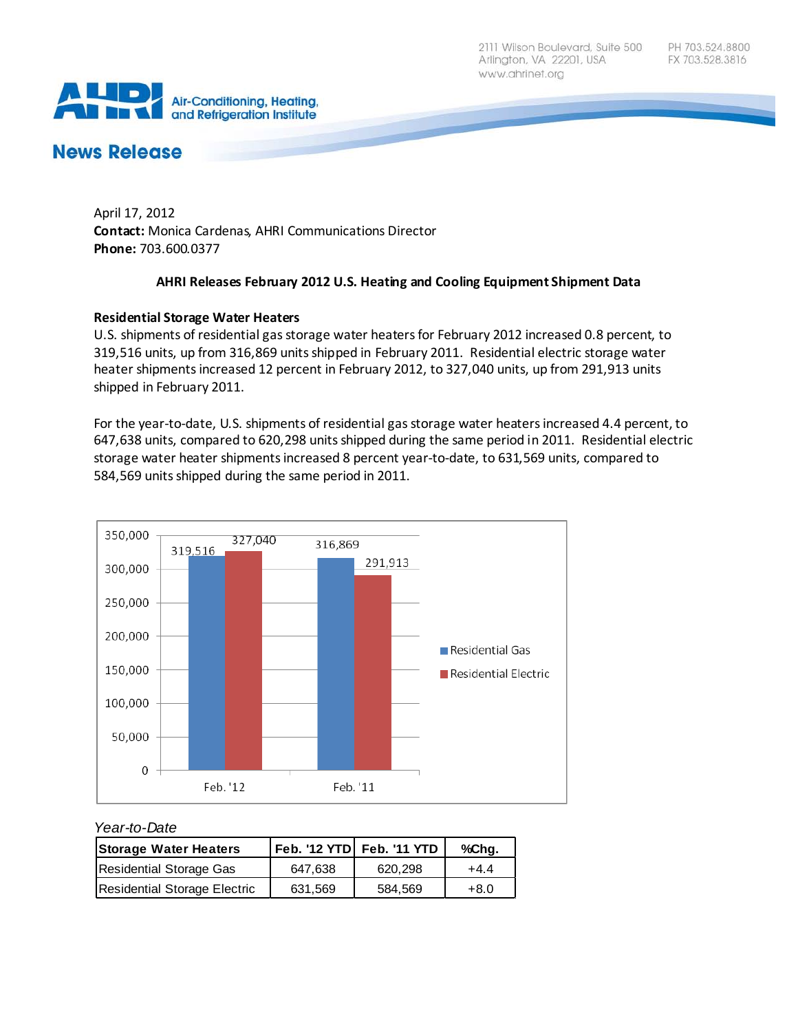2111 Wilson Boulevard, Suite 500
Arlington, VA 22201, USA
www.ahrinet.org

PH 703.524.8800
FX 703.528.3816

AHRI Air-Conditioning, Heating, and Refrigeration Institute

# News Release

April 17, 2012
**Contact:** Monica Cardenas, AHRI Communications Director
**Phone:** 703.600.0377

## AHRI Releases February 2012 U.S. Heating and Cooling Equipment Shipment Data

### Residential Storage Water Heaters

U.S. shipments of residential gas storage water heaters for February 2012 increased 0.8 percent, to 319,516 units, up from 316,869 units shipped in February 2011. Residential electric storage water heater shipments increased 12 percent in February 2012, to 327,040 units, up from 291,913 units shipped in February 2011.

For the year-to-date, U.S. shipments of residential gas storage water heaters increased 4.4 percent, to 647,638 units, compared to 620,298 units shipped during the same period in 2011. Residential electric storage water heater shipments increased 8 percent year-to-date, to 631,569 units, compared to 584,569 units shipped during the same period in 2011.

| | Residential Gas | Residential Electric |
|---|---|---|
| Feb. '12 | 319,516 | 327,040 |
| Feb. '11 | 316,869 | 291,913 |

*Year-to-Date*

| Storage Water Heaters | Feb. '12 YTD | Feb. '11 YTD | %Chg. |
|---|---|---|---|
| Residential Storage Gas | 647,638 | 620,298 | +4.4 |
| Residential Storage Electric | 631,569 | 584,569 | +8.0 |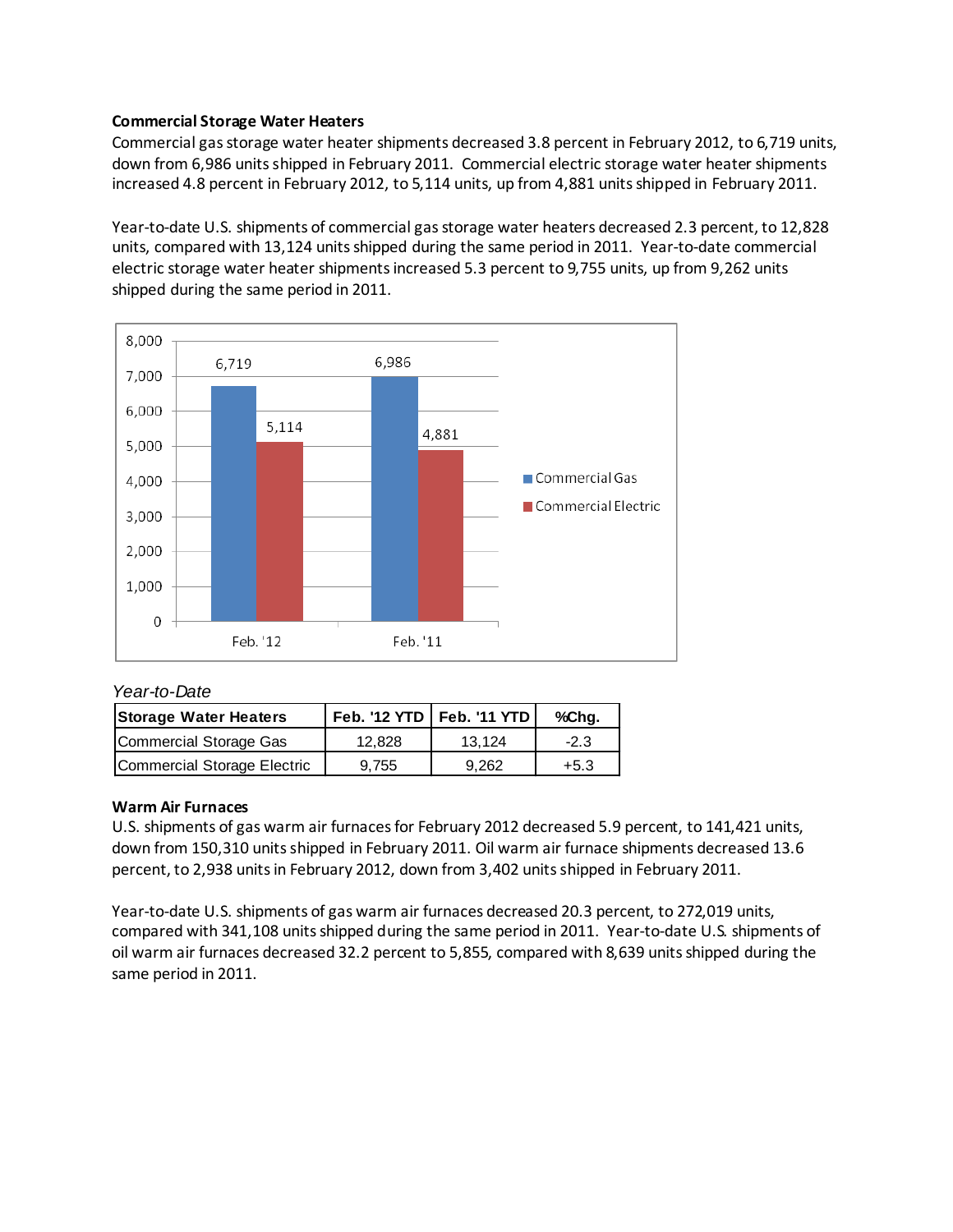**Commercial Storage Water Heaters**

Commercial gas storage water heater shipments decreased 3.8 percent in February 2012, to 6,719 units, down from 6,986 units shipped in February 2011. Commercial electric storage water heater shipments increased 4.8 percent in February 2012, to 5,114 units, up from 4,881 units shipped in February 2011.

Year-to-date U.S. shipments of commercial gas storage water heaters decreased 2.3 percent, to 12,828 units, compared with 13,124 units shipped during the same period in 2011. Year-to-date commercial electric storage water heater shipments increased 5.3 percent to 9,755 units, up from 9,262 units shipped during the same period in 2011.

*Year-to-Date*

| Storage Water Heaters | Feb. '12 YTD | Feb. '11 YTD | %Chg. |
|---|---|---|---|
| Commercial Storage Gas | 12,828 | 13,124 | -2.3 |
| Commercial Storage Electric | 9,755 | 9,262 | +5.3 |

**Warm Air Furnaces**

U.S. shipments of gas warm air furnaces for February 2012 decreased 5.9 percent, to 141,421 units, down from 150,310 units shipped in February 2011. Oil warm air furnace shipments decreased 13.6 percent, to 2,938 units in February 2012, down from 3,402 units shipped in February 2011.

Year-to-date U.S. shipments of gas warm air furnaces decreased 20.3 percent, to 272,019 units, compared with 341,108 units shipped during the same period in 2011. Year-to-date U.S. shipments of oil warm air furnaces decreased 32.2 percent to 5,855, compared with 8,639 units shipped during the same period in 2011.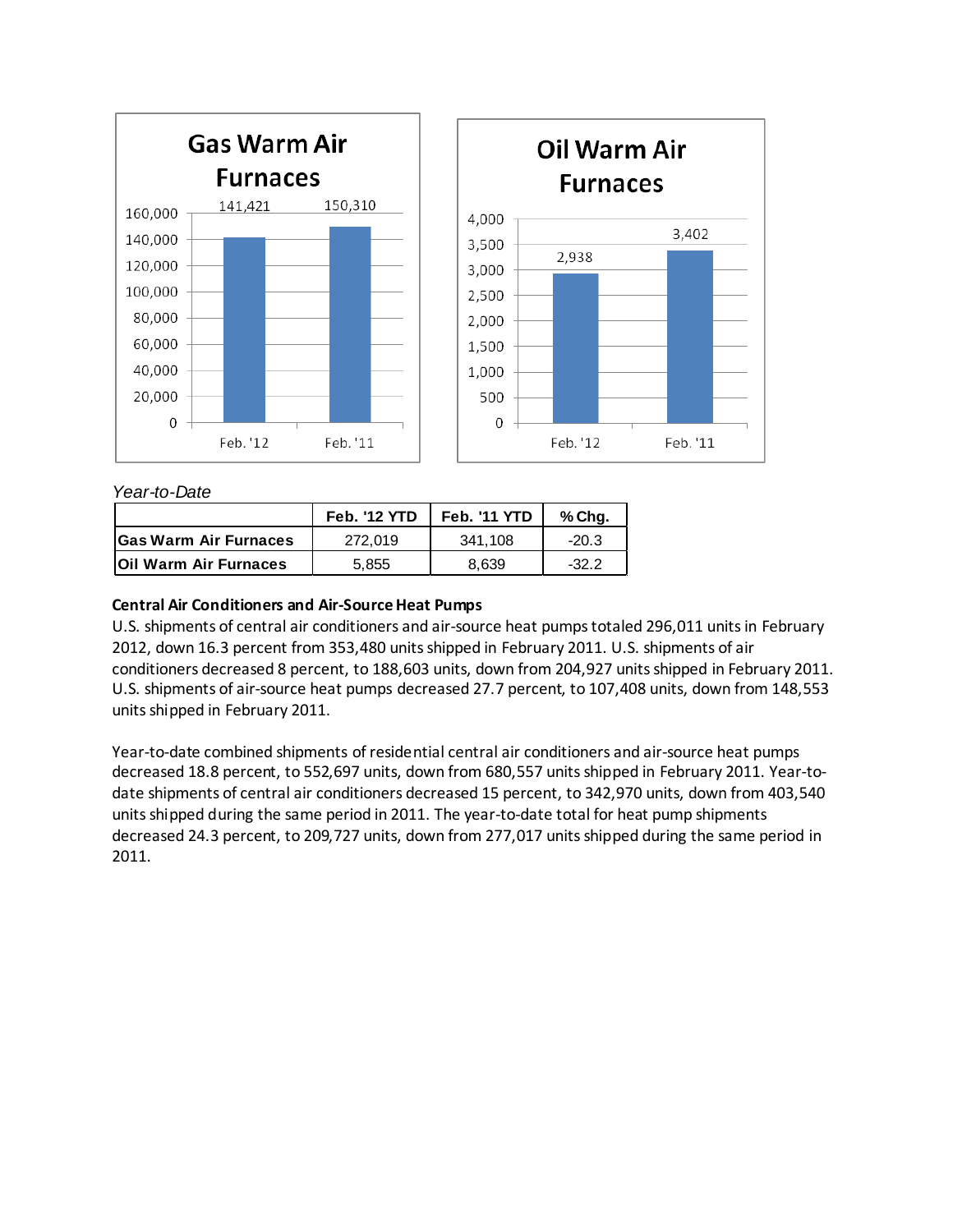**Gas Warm Air Furnaces**

| | Feb. '12 | Feb. '11 |
|---|---|---|
| Gas Warm Air Furnaces | 141,421 | 150,310 |

**Oil Warm Air Furnaces**

| | Feb. '12 | Feb. '11 |
|---|---|---|
| Oil Warm Air Furnaces | 2,938 | 3,402 |

*Year-to-Date*

| | Feb. '12 YTD | Feb. '11 YTD | % Chg. |
|---|---|---|---|
| **Gas Warm Air Furnaces** | 272,019 | 341,108 | -20.3 |
| **Oil Warm Air Furnaces** | 5,855 | 8,639 | -32.2 |

**Central Air Conditioners and Air-Source Heat Pumps**

U.S. shipments of central air conditioners and air-source heat pumps totaled 296,011 units in February 2012, down 16.3 percent from 353,480 units shipped in February 2011. U.S. shipments of air conditioners decreased 8 percent, to 188,603 units, down from 204,927 units shipped in February 2011. U.S. shipments of air-source heat pumps decreased 27.7 percent, to 107,408 units, down from 148,553 units shipped in February 2011.

Year-to-date combined shipments of residential central air conditioners and air-source heat pumps decreased 18.8 percent, to 552,697 units, down from 680,557 units shipped in February 2011. Year-to-date shipments of central air conditioners decreased 15 percent, to 342,970 units, down from 403,540 units shipped during the same period in 2011. The year-to-date total for heat pump shipments decreased 24.3 percent, to 209,727 units, down from 277,017 units shipped during the same period in 2011.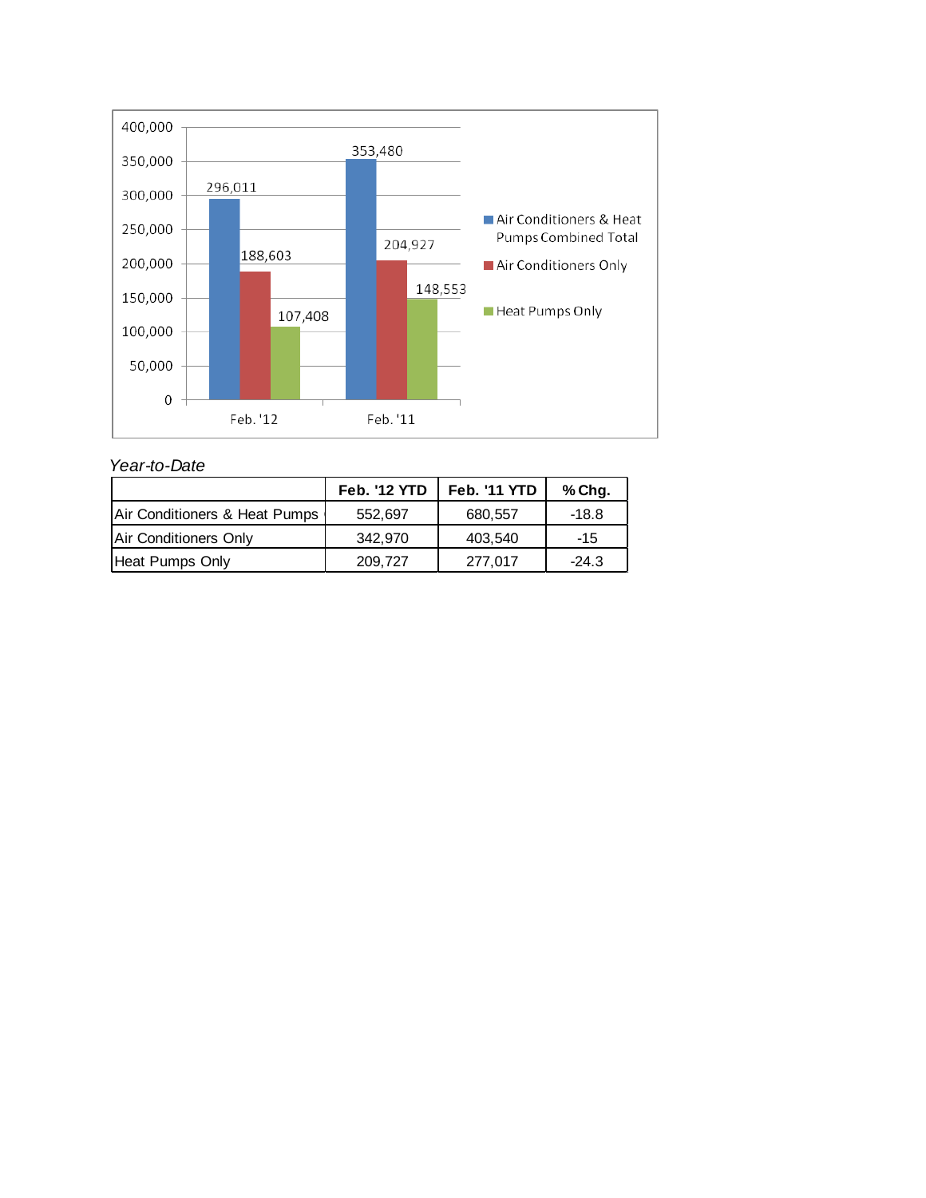| | Feb. '12 | Feb. '11 |
|---|---|---|
| Air Conditioners & Heat Pumps Combined Total | 296,011 | 353,480 |
| Air Conditioners Only | 188,603 | 204,927 |
| Heat Pumps Only | 107,408 | 148,553 |

*Year-to-Date*

| | Feb. '12 YTD | Feb. '11 YTD | % Chg. |
|---|---|---|---|
| Air Conditioners & Heat Pumps | 552,697 | 680,557 | -18.8 |
| Air Conditioners Only | 342,970 | 403,540 | -15 |
| Heat Pumps Only | 209,727 | 277,017 | -24.3 |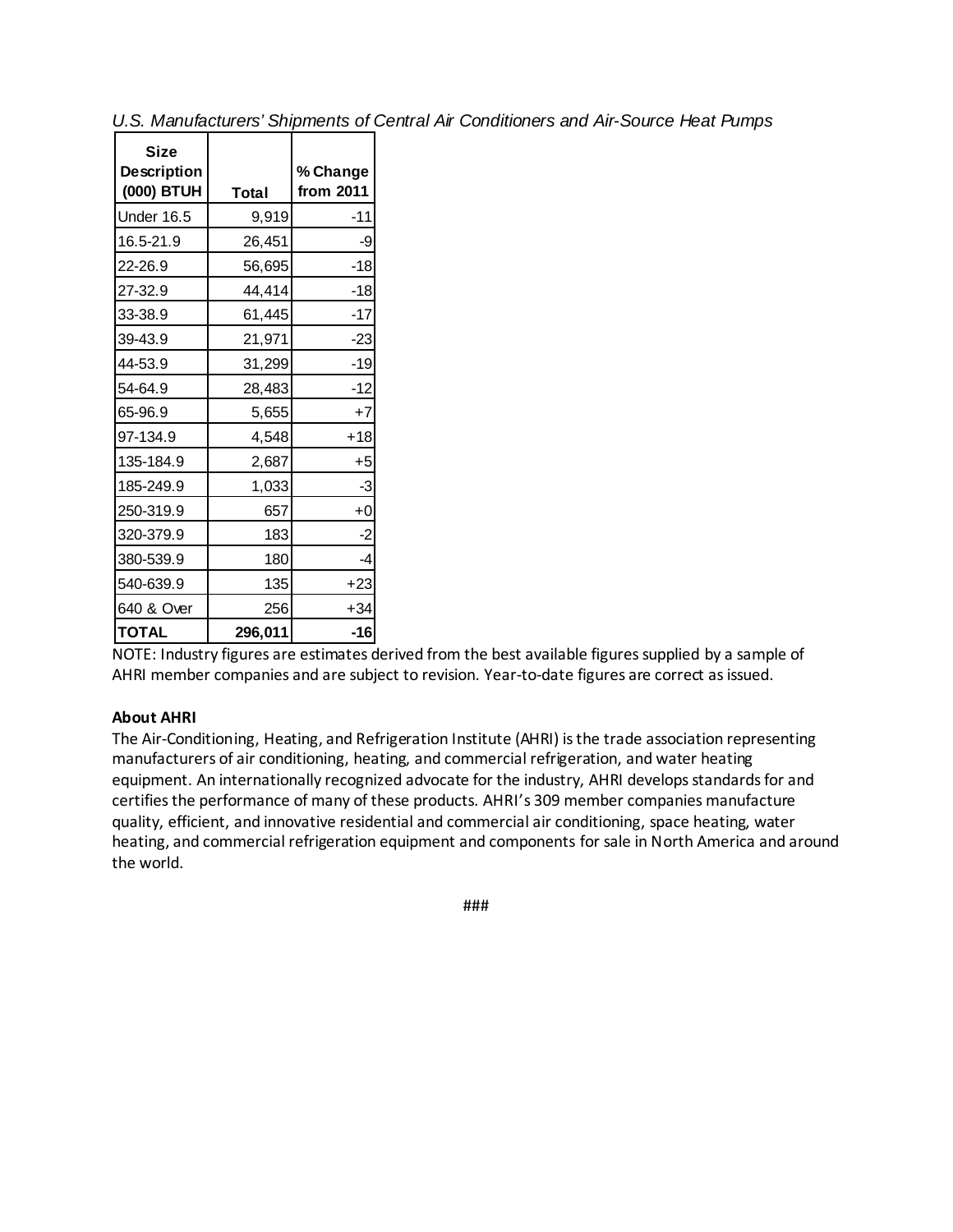*U.S. Manufacturers' Shipments of Central Air Conditioners and Air-Source Heat Pumps*

| Size Description (000) BTUH | Total | % Change from 2011 |
|---|---|---|
| Under 16.5 | 9,919 | -11 |
| 16.5-21.9 | 26,451 | -9 |
| 22-26.9 | 56,695 | -18 |
| 27-32.9 | 44,414 | -18 |
| 33-38.9 | 61,445 | -17 |
| 39-43.9 | 21,971 | -23 |
| 44-53.9 | 31,299 | -19 |
| 54-64.9 | 28,483 | -12 |
| 65-96.9 | 5,655 | +7 |
| 97-134.9 | 4,548 | +18 |
| 135-184.9 | 2,687 | +5 |
| 185-249.9 | 1,033 | -3 |
| 250-319.9 | 657 | +0 |
| 320-379.9 | 183 | -2 |
| 380-539.9 | 180 | -4 |
| 540-639.9 | 135 | +23 |
| 640 & Over | 256 | +34 |
| **TOTAL** | **296,011** | **-16** |

NOTE: Industry figures are estimates derived from the best available figures supplied by a sample of AHRI member companies and are subject to revision. Year-to-date figures are correct as issued.

**About AHRI**

The Air-Conditioning, Heating, and Refrigeration Institute (AHRI) is the trade association representing manufacturers of air conditioning, heating, and commercial refrigeration, and water heating equipment. An internationally recognized advocate for the industry, AHRI develops standards for and certifies the performance of many of these products. AHRI's 309 member companies manufacture quality, efficient, and innovative residential and commercial air conditioning, space heating, water heating, and commercial refrigeration equipment and components for sale in North America and around the world.

###